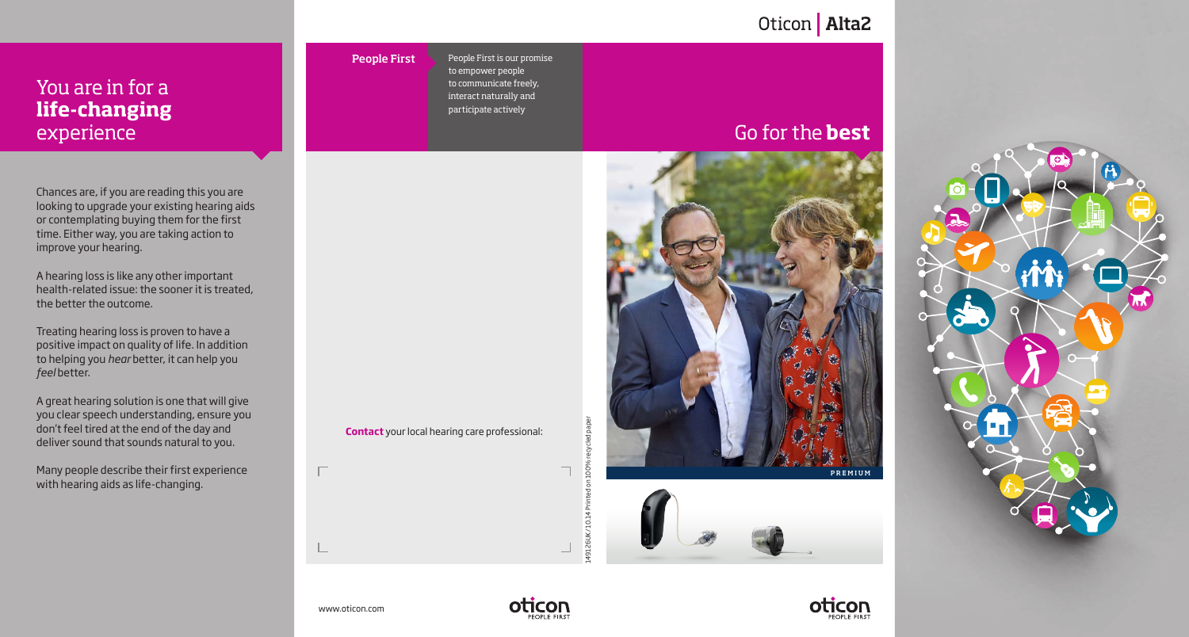# You are in for a **life-changing** experience

Chances are, if you are reading this you are looking to upgrade your existing hearing aids or contemplating buying them for the first time. Either way, you are taking action to improve your hearing.

A hearing loss is like any other important health-related issue: the sooner it is treated, the better the outcome.

Treating hearing loss is proven to have a positive impact on quality of life. In addition to helping you *hear* better, it can help you *feel* better.

A great hearing solution is one that will give you clear speech understanding, ensure you don't feel tired at the end of the day and deliver sound that sounds natural to you.

Many people describe their first experience with hearing aids as life-changing.

**People First**

People First is our promise to empower people to communicate freely, interact naturally and participate actively

**Contact** your local hearing care professional:

149126UK / 10.14 Printed on 100% recycled paper

www.oticon.com

oticon PEOPLE FIRST

Oticon | **Alta2**

## Go for the **best**

PREMIUM

oticon PEOPLE FIRST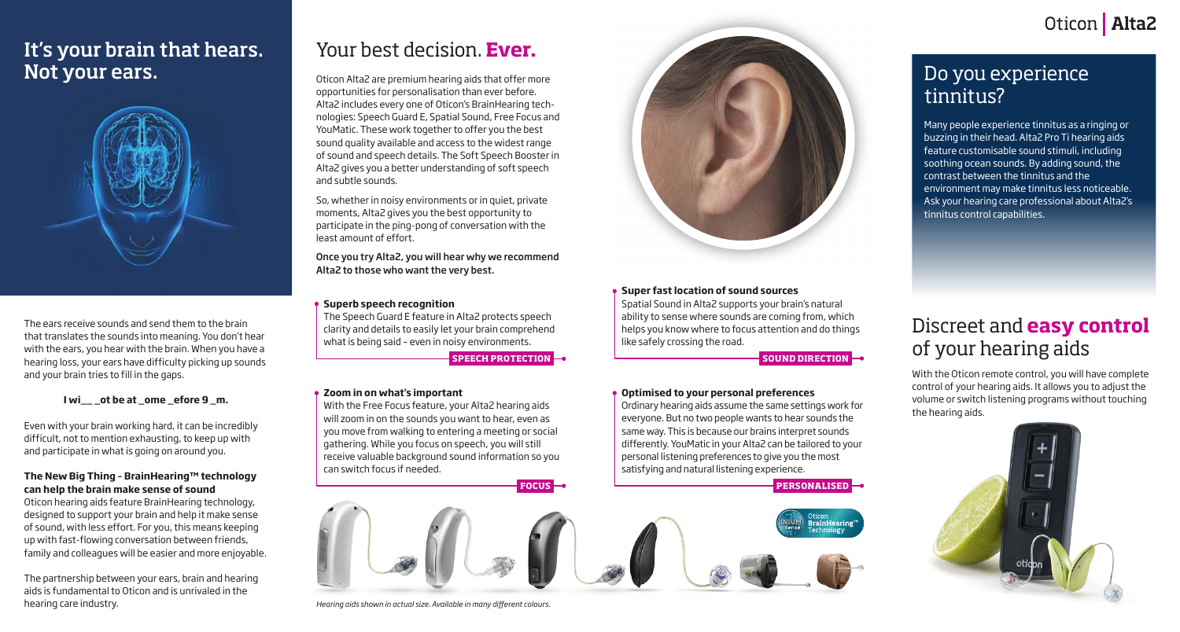# It's your brain that hears. Not your ears.

The ears receive sounds and send them to the brain that translates the sounds into meaning. You don't hear with the ears, you hear with the brain. When you have a hearing loss, your ears have difficulty picking up sounds and your brain tries to fill in the gaps.

**I wi__ _ot be at _ome _efore 9 _m.**

Even with your brain working hard, it can be incredibly difficult, not to mention exhausting, to keep up with and participate in what is going on around you.

**The New Big Thing – BrainHearing™ technology can help the brain make sense of sound**

Oticon hearing aids feature BrainHearing technology, designed to support your brain and help it make sense of sound, with less effort. For you, this means keeping up with fast-flowing conversation between friends, family and colleagues will be easier and more enjoyable.

The partnership between your ears, brain and hearing aids is fundamental to Oticon and is unrivaled in the hearing care industry.

# Your best decision. **Ever.**

Oticon Alta2 are premium hearing aids that offer more opportunities for personalisation than ever before. Alta2 includes every one of Oticon's BrainHearing technologies: Speech Guard E, Spatial Sound, Free Focus and YouMatic. These work together to offer you the best sound quality available and access to the widest range of sound and speech details. The Soft Speech Booster in Alta2 gives you a better understanding of soft speech and subtle sounds.

So, whether in noisy environments or in quiet, private moments, Alta2 gives you the best opportunity to participate in the ping-pong of conversation with the least amount of effort.

Once you try Alta2, you will hear why we recommend Alta2 to those who want the very best.

**Superb speech recognition**

The Speech Guard E feature in Alta2 protects speech clarity and details to easily let your brain comprehend what is being said – even in noisy environments.

**SPEECH PROTECTION**

**Zoom in on what's important**

With the Free Focus feature, your Alta2 hearing aids will zoom in on the sounds you want to hear, even as you move from walking to entering a meeting or social gathering. While you focus on speech, you will still receive valuable background sound information so you can switch focus if needed.

**FOCUS**

**Super fast location of sound sources**

Spatial Sound in Alta2 supports your brain's natural ability to sense where sounds are coming from, which helps you know where to focus attention and do things like safely crossing the road.

**SOUND DIRECTION**

**Optimised to your personal preferences**

Ordinary hearing aids assume the same settings work for everyone. But no two people wants to hear sounds the same way. This is because our brains interpret sounds differently. YouMatic in your Alta2 can be tailored to your personal listening preferences to give you the most satisfying and natural listening experience.

**PERSONALISED**

Oticon BrainHearing™ Technology

*Hearing aids shown in actual size. Available in many different colours.*

Oticon | **Alta2**

## Do you experience tinnitus?

Many people experience tinnitus as a ringing or buzzing in their head. Alta2 Pro Ti hearing aids feature customisable sound stimuli, including soothing ocean sounds. By adding sound, the contrast between the tinnitus and the environment may make tinnitus less noticeable. Ask your hearing care professional about Alta2's tinnitus control capabilities.

## Discreet and **easy control** of your hearing aids

With the Oticon remote control, you will have complete control of your hearing aids. It allows you to adjust the volume or switch listening programs without touching the hearing aids.